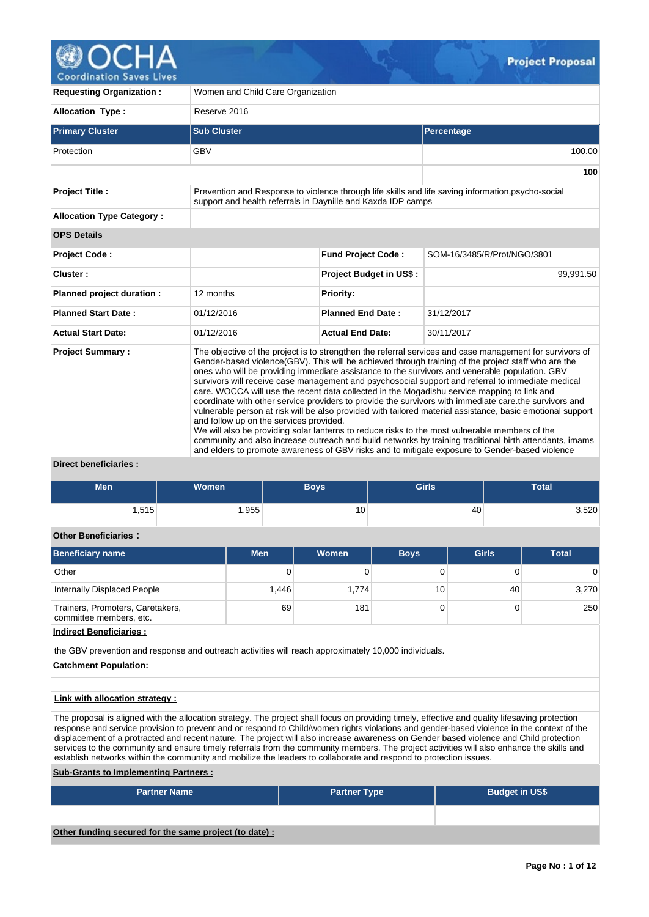# Project Proposal

| | |
|---|---|
| **Requesting Organization :** | Women and Child Care Organization |
| **Allocation Type :** | Reserve 2016 |

| Primary Cluster | Sub Cluster | Percentage |
|---|---|---|
| Protection | GBV | 100.00 |
| | | **100** |

| | |
|---|---|
| **Project Title :** | Prevention and Response to violence through life skills and life saving information,psycho-social support and health referrals in Daynille and Kaxda IDP camps |
| **Allocation Type Category :** | |

**OPS Details**

| | | | |
|---|---|---|---|
| **Project Code :** | | **Fund Project Code :** | SOM-16/3485/R/Prot/NGO/3801 |
| **Cluster :** | | **Project Budget in US$ :** | 99,991.50 |
| **Planned project duration :** | 12 months | **Priority:** | |
| **Planned Start Date :** | 01/12/2016 | **Planned End Date :** | 31/12/2017 |
| **Actual Start Date:** | 01/12/2016 | **Actual End Date:** | 30/11/2017 |

**Project Summary :**

The objective of the project is to strengthen the referral services and case management for survivors of Gender-based violence(GBV). This will be achieved through training of the project staff who are the ones who will be providing immediate assistance to the survivors and venerable population. GBV survivors will receive case management and psychosocial support and referral to immediate medical care. WOCCA will use the recent data collected in the Mogadishu service mapping to link and coordinate with other service providers to provide the survivors with immediate care.the survivors and vulnerable person at risk will be also provided with tailored material assistance, basic emotional support and follow up on the services provided.
We will also be providing solar lanterns to reduce risks to the most vulnerable members of the community and also increase outreach and build networks by training traditional birth attendants, imams and elders to promote awareness of GBV risks and to mitigate exposure to Gender-based violence

**Direct beneficiaries :**

| Men | Women | Boys | Girls | Total |
|---|---|---|---|---|
| 1,515 | 1,955 | 10 | 40 | 3,520 |

**Other Beneficiaries :**

| Beneficiary name | Men | Women | Boys | Girls | Total |
|---|---|---|---|---|---|
| Other | 0 | 0 | 0 | 0 | 0 |
| Internally Displaced People | 1,446 | 1,774 | 10 | 40 | 3,270 |
| Trainers, Promoters, Caretakers, committee members, etc. | 69 | 181 | 0 | 0 | 250 |

**Indirect Beneficiaries :**

the GBV prevention and response and outreach activities will reach approximately 10,000 individuals.

**Catchment Population:**

**Link with allocation strategy :**

The proposal is aligned with the allocation strategy. The project shall focus on providing timely, effective and quality lifesaving protection response and service provision to prevent and or respond to Child/women rights violations and gender-based violence in the context of the displacement of a protracted and recent nature. The project will also increase awareness on Gender based violence and Child protection services to the community and ensure timely referrals from the community members. The project activities will also enhance the skills and establish networks within the community and mobilize the leaders to collaborate and respond to protection issues.

**Sub-Grants to Implementing Partners :**

| Partner Name | Partner Type | Budget in US$ |
|---|---|---|
| | | |

**Other funding secured for the same project (to date) :**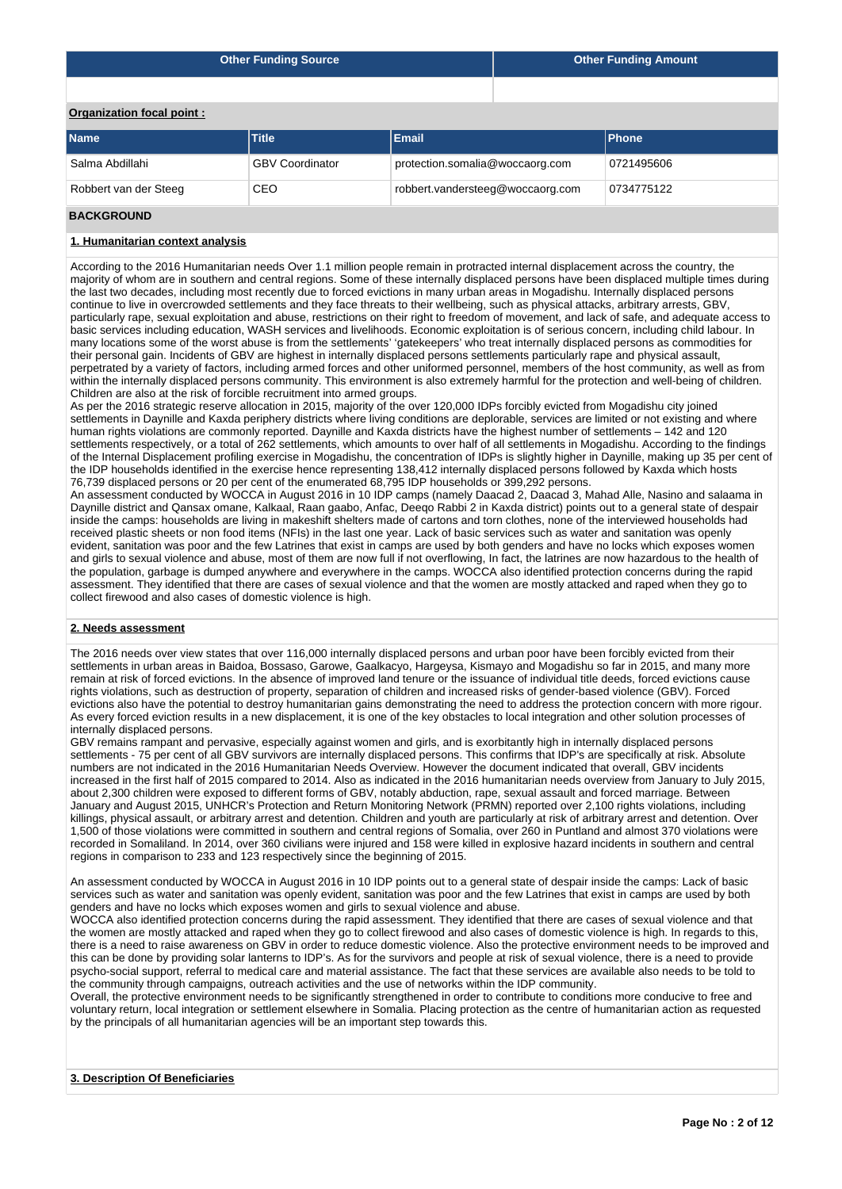| Other Funding Source | Other Funding Amount |
|---|---|
| | |

**Organization focal point :**

| Name | Title | Email | Phone |
|---|---|---|---|
| Salma Abdillahi | GBV Coordinator | protection.somalia@woccaorg.com | 0721495606 |
| Robbert van der Steeg | CEO | robbert.vandersteeg@woccaorg.com | 0734775122 |

## BACKGROUND

### 1. Humanitarian context analysis

According to the 2016 Humanitarian needs Over 1.1 million people remain in protracted internal displacement across the country, the majority of whom are in southern and central regions. Some of these internally displaced persons have been displaced multiple times during the last two decades, including most recently due to forced evictions in many urban areas in Mogadishu. Internally displaced persons continue to live in overcrowded settlements and they face threats to their wellbeing, such as physical attacks, arbitrary arrests, GBV, particularly rape, sexual exploitation and abuse, restrictions on their right to freedom of movement, and lack of safe, and adequate access to basic services including education, WASH services and livelihoods. Economic exploitation is of serious concern, including child labour. In many locations some of the worst abuse is from the settlements' 'gatekeepers' who treat internally displaced persons as commodities for their personal gain. Incidents of GBV are highest in internally displaced persons settlements particularly rape and physical assault, perpetrated by a variety of factors, including armed forces and other uniformed personnel, members of the host community, as well as from within the internally displaced persons community. This environment is also extremely harmful for the protection and well-being of children. Children are also at the risk of forcible recruitment into armed groups.
As per the 2016 strategic reserve allocation in 2015, majority of the over 120,000 IDPs forcibly evicted from Mogadishu city joined settlements in Daynille and Kaxda periphery districts where living conditions are deplorable, services are limited or not existing and where human rights violations are commonly reported. Daynille and Kaxda districts have the highest number of settlements – 142 and 120 settlements respectively, or a total of 262 settlements, which amounts to over half of all settlements in Mogadishu. According to the findings of the Internal Displacement profiling exercise in Mogadishu, the concentration of IDPs is slightly higher in Daynille, making up 35 per cent of the IDP households identified in the exercise hence representing 138,412 internally displaced persons followed by Kaxda which hosts 76,739 displaced persons or 20 per cent of the enumerated 68,795 IDP households or 399,292 persons.
An assessment conducted by WOCCA in August 2016 in 10 IDP camps (namely Daacad 2, Daacad 3, Mahad Alle, Nasino and salaama in Daynille district and Qansax omane, Kalkaal, Raan gaabo, Anfac, Deeqo Rabbi 2 in Kaxda district) points out to a general state of despair inside the camps: households are living in makeshift shelters made of cartons and torn clothes, none of the interviewed households had received plastic sheets or non food items (NFIs) in the last one year. Lack of basic services such as water and sanitation was openly evident, sanitation was poor and the few Latrines that exist in camps are used by both genders and have no locks which exposes women and girls to sexual violence and abuse, most of them are now full if not overflowing, In fact, the latrines are now hazardous to the health of the population, garbage is dumped anywhere and everywhere in the camps. WOCCA also identified protection concerns during the rapid assessment. They identified that there are cases of sexual violence and that the women are mostly attacked and raped when they go to collect firewood and also cases of domestic violence is high.

### 2. Needs assessment

The 2016 needs over view states that over 116,000 internally displaced persons and urban poor have been forcibly evicted from their settlements in urban areas in Baidoa, Bossaso, Garowe, Gaalkacyo, Hargeysa, Kismayo and Mogadishu so far in 2015, and many more remain at risk of forced evictions. In the absence of improved land tenure or the issuance of individual title deeds, forced evictions cause rights violations, such as destruction of property, separation of children and increased risks of gender-based violence (GBV). Forced evictions also have the potential to destroy humanitarian gains demonstrating the need to address the protection concern with more rigour. As every forced eviction results in a new displacement, it is one of the key obstacles to local integration and other solution processes of internally displaced persons.
GBV remains rampant and pervasive, especially against women and girls, and is exorbitantly high in internally displaced persons settlements - 75 per cent of all GBV survivors are internally displaced persons. This confirms that IDP's are specifically at risk. Absolute numbers are not indicated in the 2016 Humanitarian Needs Overview. However the document indicated that overall, GBV incidents increased in the first half of 2015 compared to 2014. Also as indicated in the 2016 humanitarian needs overview from January to July 2015, about 2,300 children were exposed to different forms of GBV, notably abduction, rape, sexual assault and forced marriage. Between January and August 2015, UNHCR's Protection and Return Monitoring Network (PRMN) reported over 2,100 rights violations, including killings, physical assault, or arbitrary arrest and detention. Children and youth are particularly at risk of arbitrary arrest and detention. Over 1,500 of those violations were committed in southern and central regions of Somalia, over 260 in Puntland and almost 370 violations were recorded in Somaliland. In 2014, over 360 civilians were injured and 158 were killed in explosive hazard incidents in southern and central regions in comparison to 233 and 123 respectively since the beginning of 2015.

An assessment conducted by WOCCA in August 2016 in 10 IDP points out to a general state of despair inside the camps: Lack of basic services such as water and sanitation was openly evident, sanitation was poor and the few Latrines that exist in camps are used by both genders and have no locks which exposes women and girls to sexual violence and abuse.
WOCCA also identified protection concerns during the rapid assessment. They identified that there are cases of sexual violence and that the women are mostly attacked and raped when they go to collect firewood and also cases of domestic violence is high. In regards to this, there is a need to raise awareness on GBV in order to reduce domestic violence. Also the protective environment needs to be improved and this can be done by providing solar lanterns to IDP's. As for the survivors and people at risk of sexual violence, there is a need to provide psycho-social support, referral to medical care and material assistance. The fact that these services are available also needs to be told to the community through campaigns, outreach activities and the use of networks within the IDP community.
Overall, the protective environment needs to be significantly strengthened in order to contribute to conditions more conducive to free and voluntary return, local integration or settlement elsewhere in Somalia. Placing protection as the centre of humanitarian action as requested by the principals of all humanitarian agencies will be an important step towards this.

### 3. Description Of Beneficiaries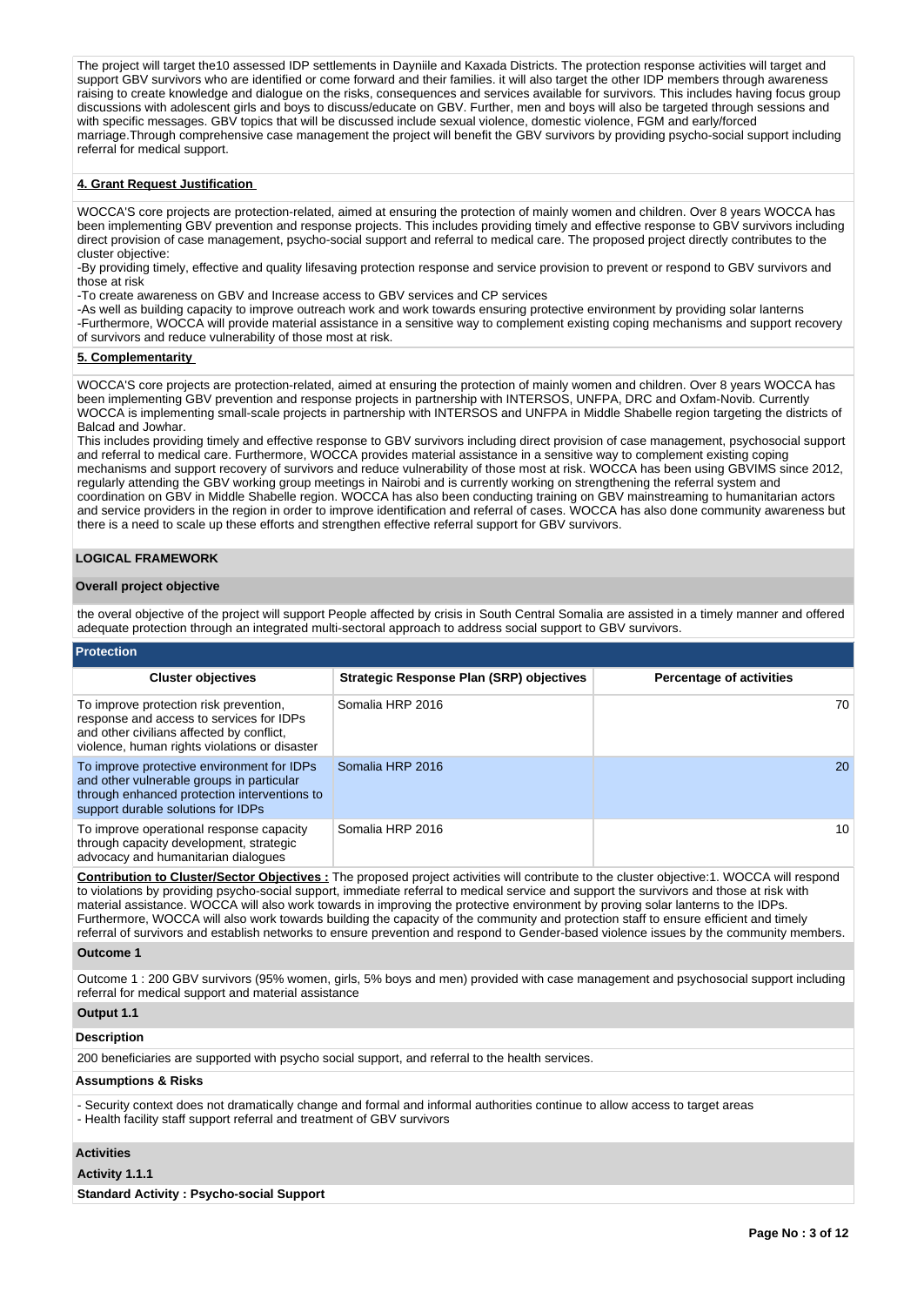The project will target the10 assessed IDP settlements in Dayniile and Kaxada Districts. The protection response activities will target and support GBV survivors who are identified or come forward and their families. it will also target the other IDP members through awareness raising to create knowledge and dialogue on the risks, consequences and services available for survivors. This includes having focus group discussions with adolescent girls and boys to discuss/educate on GBV. Further, men and boys will also be targeted through sessions and with specific messages. GBV topics that will be discussed include sexual violence, domestic violence, FGM and early/forced marriage.Through comprehensive case management the project will benefit the GBV survivors by providing psycho-social support including referral for medical support.

**4. Grant Request Justification**

WOCCA'S core projects are protection-related, aimed at ensuring the protection of mainly women and children. Over 8 years WOCCA has been implementing GBV prevention and response projects. This includes providing timely and effective response to GBV survivors including direct provision of case management, psycho-social support and referral to medical care. The proposed project directly contributes to the cluster objective:
-By providing timely, effective and quality lifesaving protection response and service provision to prevent or respond to GBV survivors and those at risk
-To create awareness on GBV and Increase access to GBV services and CP services
-As well as building capacity to improve outreach work and work towards ensuring protective environment by providing solar lanterns
-Furthermore, WOCCA will provide material assistance in a sensitive way to complement existing coping mechanisms and support recovery of survivors and reduce vulnerability of those most at risk.

**5. Complementarity**

WOCCA'S core projects are protection-related, aimed at ensuring the protection of mainly women and children. Over 8 years WOCCA has been implementing GBV prevention and response projects in partnership with INTERSOS, UNFPA, DRC and Oxfam-Novib. Currently WOCCA is implementing small-scale projects in partnership with INTERSOS and UNFPA in Middle Shabelle region targeting the districts of Balcad and Jowhar.
This includes providing timely and effective response to GBV survivors including direct provision of case management, psychosocial support and referral to medical care. Furthermore, WOCCA provides material assistance in a sensitive way to complement existing coping mechanisms and support recovery of survivors and reduce vulnerability of those most at risk. WOCCA has been using GBVIMS since 2012, regularly attending the GBV working group meetings in Nairobi and is currently working on strengthening the referral system and coordination on GBV in Middle Shabelle region. WOCCA has also been conducting training on GBV mainstreaming to humanitarian actors and service providers in the region in order to improve identification and referral of cases. WOCCA has also done community awareness but there is a need to scale up these efforts and strengthen effective referral support for GBV survivors.

**LOGICAL FRAMEWORK**

**Overall project objective**

the overal objective of the project will support People affected by crisis in South Central Somalia are assisted in a timely manner and offered adequate protection through an integrated multi-sectoral approach to address social support to GBV survivors.

**Protection**

| Cluster objectives | Strategic Response Plan (SRP) objectives | Percentage of activities |
|---|---|---|
| To improve protection risk prevention, response and access to services for IDPs and other civilians affected by conflict, violence, human rights violations or disaster | Somalia HRP 2016 | 70 |
| To improve protective environment for IDPs and other vulnerable groups in particular through enhanced protection interventions to support durable solutions for IDPs | Somalia HRP 2016 | 20 |
| To improve operational response capacity through capacity development, strategic advocacy and humanitarian dialogues | Somalia HRP 2016 | 10 |

**Contribution to Cluster/Sector Objectives :** The proposed project activities will contribute to the cluster objective:1. WOCCA will respond to violations by providing psycho-social support, immediate referral to medical service and support the survivors and those at risk with material assistance. WOCCA will also work towards in improving the protective environment by proving solar lanterns to the IDPs. Furthermore, WOCCA will also work towards building the capacity of the community and protection staff to ensure efficient and timely referral of survivors and establish networks to ensure prevention and respond to Gender-based violence issues by the community members.

**Outcome 1**

Outcome 1 : 200 GBV survivors (95% women, girls, 5% boys and men) provided with case management and psychosocial support including referral for medical support and material assistance

**Output 1.1**

**Description**

200 beneficiaries are supported with psycho social support, and referral to the health services.

**Assumptions & Risks**

- Security context does not dramatically change and formal and informal authorities continue to allow access to target areas
- Health facility staff support referral and treatment of GBV survivors

**Activities**

**Activity 1.1.1**

**Standard Activity : Psycho-social Support**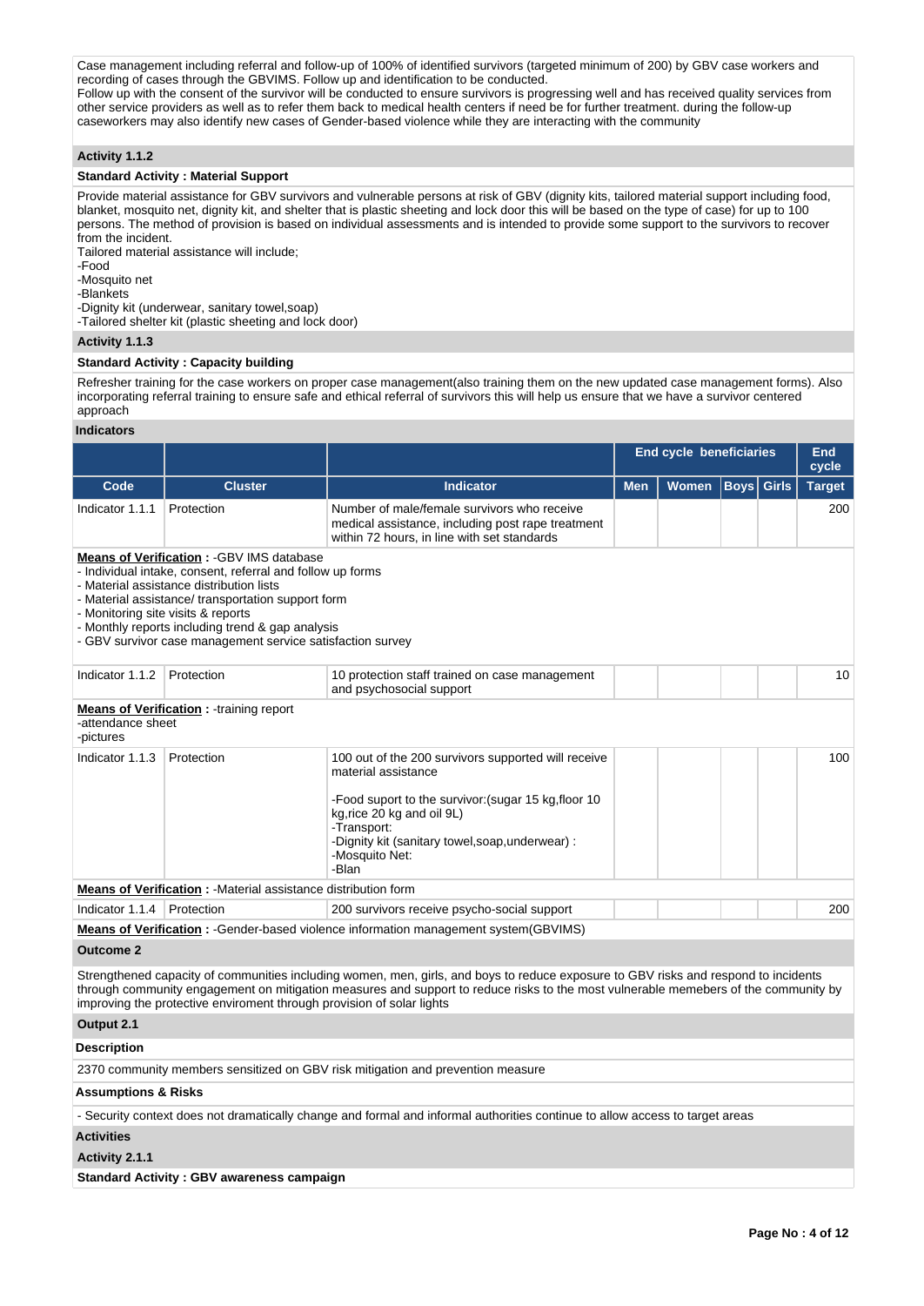Case management including referral and follow-up of 100% of identified survivors (targeted minimum of 200) by GBV case workers and recording of cases through the GBVIMS. Follow up and identification to be conducted.
Follow up with the consent of the survivor will be conducted to ensure survivors is progressing well and has received quality services from other service providers as well as to refer them back to medical health centers if need be for further treatment. during the follow-up caseworkers may also identify new cases of Gender-based violence while they are interacting with the community

**Activity 1.1.2**

**Standard Activity : Material Support**

Provide material assistance for GBV survivors and vulnerable persons at risk of GBV (dignity kits, tailored material support including food, blanket, mosquito net, dignity kit, and shelter that is plastic sheeting and lock door this will be based on the type of case) for up to 100 persons. The method of provision is based on individual assessments and is intended to provide some support to the survivors to recover from the incident.
Tailored material assistance will include;
-Food
-Mosquito net
-Blankets
-Dignity kit (underwear, sanitary towel,soap)
-Tailored shelter kit (plastic sheeting and lock door)

**Activity 1.1.3**

**Standard Activity : Capacity building**

Refresher training for the case workers on proper case management(also training them on the new updated case management forms). Also incorporating referral training to ensure safe and ethical referral of survivors this will help us ensure that we have a survivor centered approach

**Indicators**

| | | | End cycle beneficiaries | | | | End cycle |
|---|---|---|---|---|---|---|---|
| **Code** | **Cluster** | **Indicator** | **Men** | **Women** | **Boys** | **Girls** | **Target** |
| Indicator 1.1.1 | Protection | Number of male/female survivors who receive medical assistance, including post rape treatment within 72 hours, in line with set standards | | | | | 200 |

**Means of Verification :** -GBV IMS database
- Individual intake, consent, referral and follow up forms
- Material assistance distribution lists
- Material assistance/ transportation support form
- Monitoring site visits & reports
- Monthly reports including trend & gap analysis
- GBV survivor case management service satisfaction survey

| Code | Cluster | Indicator | Men | Women | Boys | Girls | Target |
|---|---|---|---|---|---|---|---|
| Indicator 1.1.2 | Protection | 10 protection staff trained on case management and psychosocial support | | | | | 10 |

**Means of Verification :** -training report
-attendance sheet
-pictures

| Code | Cluster | Indicator | Men | Women | Boys | Girls | Target |
|---|---|---|---|---|---|---|---|
| Indicator 1.1.3 | Protection | 100 out of the 200 survivors supported will receive material assistance<br><br>-Food suport to the survivor:(sugar 15 kg,floor 10 kg,rice 20 kg and oil 9L)<br>-Transport:<br>-Dignity kit (sanitary towel,soap,underwear) :<br>-Mosquito Net:<br>-Blan | | | | | 100 |

**Means of Verification :** -Material assistance distribution form

| Code | Cluster | Indicator | Men | Women | Boys | Girls | Target |
|---|---|---|---|---|---|---|---|
| Indicator 1.1.4 | Protection | 200 survivors receive psycho-social support | | | | | 200 |

**Means of Verification :** -Gender-based violence information management system(GBVIMS)

**Outcome 2**

Strengthened capacity of communities including women, men, girls, and boys to reduce exposure to GBV risks and respond to incidents through community engagement on mitigation measures and support to reduce risks to the most vulnerable memebers of the community by improving the protective enviroment through provision of solar lights

**Output 2.1**

**Description**

2370 community members sensitized on GBV risk mitigation and prevention measure

**Assumptions & Risks**

- Security context does not dramatically change and formal and informal authorities continue to allow access to target areas

**Activities**

**Activity 2.1.1**

**Standard Activity : GBV awareness campaign**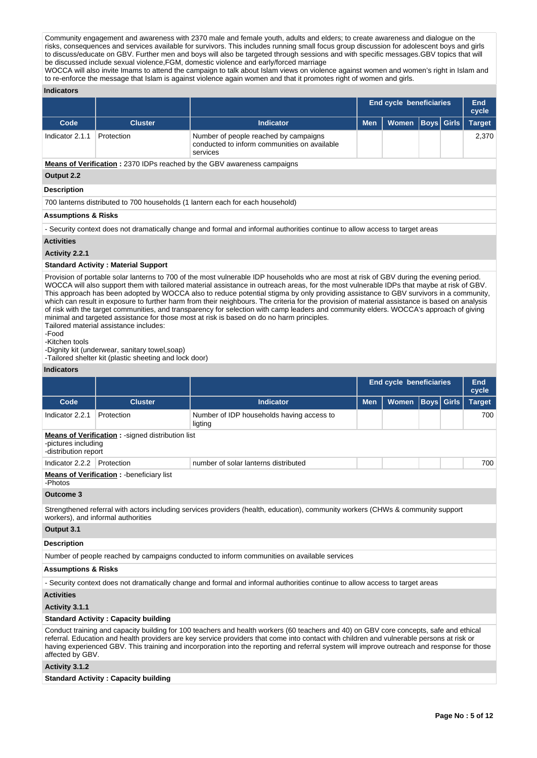Community engagement and awareness with 2370 male and female youth, adults and elders; to create awareness and dialogue on the risks, consequences and services available for survivors. This includes running small focus group discussion for adolescent boys and girls to discuss/educate on GBV. Further men and boys will also be targeted through sessions and with specific messages.GBV topics that will be discussed include sexual violence,FGM, domestic violence and early/forced marriage
WOCCA will also invite Imams to attend the campaign to talk about Islam views on violence against women and women's right in Islam and to re-enforce the message that Islam is against violence again women and that it promotes right of women and girls.

**Indicators**

| | | | End cycle beneficiaries | | | | End cycle |
|---|---|---|---|---|---|---|---|
| Code | Cluster | Indicator | Men | Women | Boys | Girls | Target |
| Indicator 2.1.1 | Protection | Number of people reached by campaigns conducted to inform communities on available services | | | | | 2,370 |

**Means of Verification :** 2370 IDPs reached by the GBV awareness campaigns

**Output 2.2**

**Description**

700 lanterns distributed to 700 households (1 lantern each for each household)

**Assumptions & Risks**

- Security context does not dramatically change and formal and informal authorities continue to allow access to target areas

**Activities**

**Activity 2.2.1**

**Standard Activity : Material Support**

Provision of portable solar lanterns to 700 of the most vulnerable IDP households who are most at risk of GBV during the evening period. WOCCA will also support them with tailored material assistance in outreach areas, for the most vulnerable IDPs that maybe at risk of GBV. This approach has been adopted by WOCCA also to reduce potential stigma by only providing assistance to GBV survivors in a community, which can result in exposure to further harm from their neighbours. The criteria for the provision of material assistance is based on analysis of risk with the target communities, and transparency for selection with camp leaders and community elders. WOCCA's approach of giving minimal and targeted assistance for those most at risk is based on do no harm principles.
Tailored material assistance includes:
-Food
-Kitchen tools
-Dignity kit (underwear, sanitary towel,soap)
-Tailored shelter kit (plastic sheeting and lock door)

**Indicators**

| | | | End cycle beneficiaries | | | | End cycle |
|---|---|---|---|---|---|---|---|
| Code | Cluster | Indicator | Men | Women | Boys | Girls | Target |
| Indicator 2.2.1 | Protection | Number of IDP households having access to ligting | | | | | 700 |
| Indicator 2.2.2 | Protection | number of solar lanterns distributed | | | | | 700 |

**Means of Verification (Indicator 2.2.1) :** -signed distribution list
-pictures including
-distribution report

**Means of Verification (Indicator 2.2.2) :** -beneficiary list
-Photos

**Outcome 3**

Strengthened referral with actors including services providers (health, education), community workers (CHWs & community support workers), and informal authorities

**Output 3.1**

**Description**

Number of people reached by campaigns conducted to inform communities on available services

**Assumptions & Risks**

- Security context does not dramatically change and formal and informal authorities continue to allow access to target areas

**Activities**

**Activity 3.1.1**

**Standard Activity : Capacity building**

Conduct training and capacity building for 100 teachers and health workers (60 teachers and 40) on GBV core concepts, safe and ethical referral. Education and health providers are key service providers that come into contact with children and vulnerable persons at risk or having experienced GBV. This training and incorporation into the reporting and referral system will improve outreach and response for those affected by GBV.

**Activity 3.1.2**

**Standard Activity : Capacity building**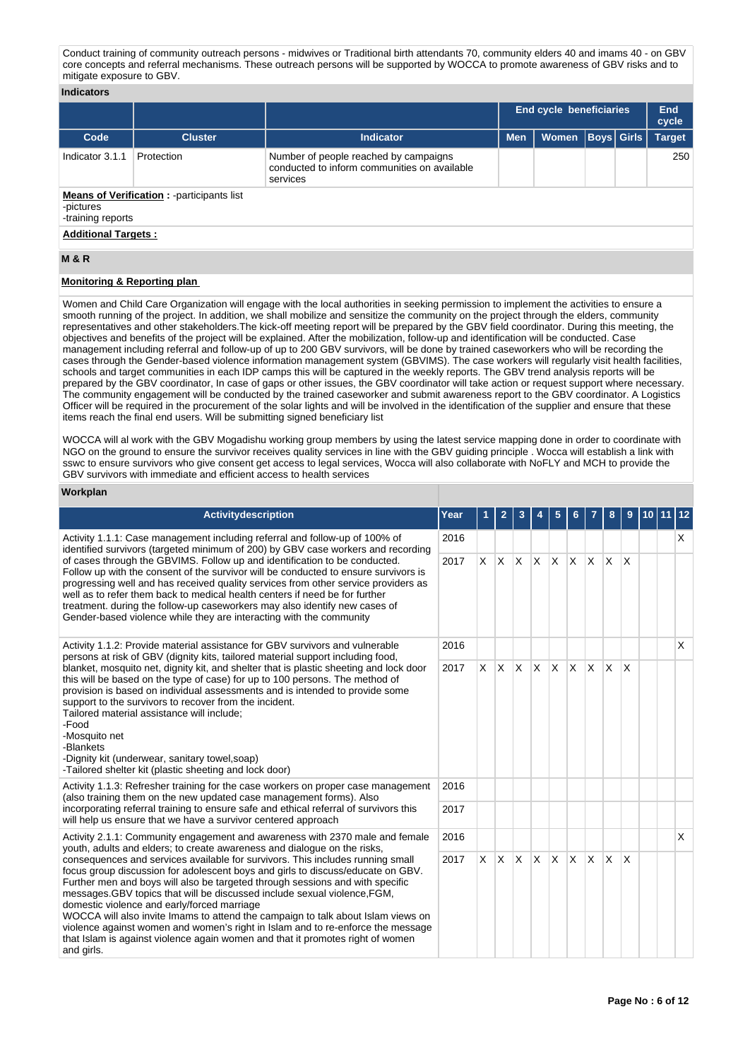Conduct training of community outreach persons - midwives or Traditional birth attendants 70, community elders 40 and imams 40 - on GBV core concepts and referral mechanisms. These outreach persons will be supported by WOCCA to promote awareness of GBV risks and to mitigate exposure to GBV.

### Indicators

| | | | End cycle beneficiaries | | | | End cycle |
|---|---|---|---|---|---|---|---|
| **Code** | **Cluster** | **Indicator** | **Men** | **Women** | **Boys** | **Girls** | **Target** |
| Indicator 3.1.1 | Protection | Number of people reached by campaigns conducted to inform communities on available services | | | | | 250 |

**Means of Verification :** -participants list
-pictures
-training reports

**Additional Targets :**

## M & R

**Monitoring & Reporting plan**

Women and Child Care Organization will engage with the local authorities in seeking permission to implement the activities to ensure a smooth running of the project. In addition, we shall mobilize and sensitize the community on the project through the elders, community representatives and other stakeholders.The kick-off meeting report will be prepared by the GBV field coordinator. During this meeting, the objectives and benefits of the project will be explained. After the mobilization, follow-up and identification will be conducted. Case management including referral and follow-up of up to 200 GBV survivors, will be done by trained caseworkers who will be recording the cases through the Gender-based violence information management system (GBVIMS). The case workers will regularly visit health facilities, schools and target communities in each IDP camps this will be captured in the weekly reports. The GBV trend analysis reports will be prepared by the GBV coordinator, In case of gaps or other issues, the GBV coordinator will take action or request support where necessary. The community engagement will be conducted by the trained caseworker and submit awareness report to the GBV coordinator. A Logistics Officer will be required in the procurement of the solar lights and will be involved in the identification of the supplier and ensure that these items reach the final end users. Will be submitting signed beneficiary list

WOCCA will al work with the GBV Mogadishu working group members by using the latest service mapping done in order to coordinate with NGO on the ground to ensure the survivor receives quality services in line with the GBV guiding principle . Wocca will establish a link with sswc to ensure survivors who give consent get access to legal services, Wocca will also collaborate with NoFLY and MCH to provide the GBV survivors with immediate and efficient access to health services

### Workplan

| Activitydescription | Year | 1 | 2 | 3 | 4 | 5 | 6 | 7 | 8 | 9 | 10 | 11 | 12 |
|---|---|---|---|---|---|---|---|---|---|---|---|---|---|
| Activity 1.1.1: Case management including referral and follow-up of 100% of identified survivors (targeted minimum of 200) by GBV case workers and recording of cases through the GBVIMS. Follow up and identification to be conducted. Follow up with the consent of the survivor will be conducted to ensure survivors is progressing well and has received quality services from other service providers as well as to refer them back to medical health centers if need be for further treatment. during the follow-up caseworkers may also identify new cases of Gender-based violence while they are interacting with the community | 2016 | | | | | | | | | | | | X |
| | 2017 | X | X | X | X | X | X | X | X | X | | | |
| Activity 1.1.2: Provide material assistance for GBV survivors and vulnerable persons at risk of GBV (dignity kits, tailored material support including food, blanket, mosquito net, dignity kit, and shelter that is plastic sheeting and lock door this will be based on the type of case) for up to 100 persons. The method of provision is based on individual assessments and is intended to provide some support to the survivors to recover from the incident.<br>Tailored material assistance will include;<br>-Food<br>-Mosquito net<br>-Blankets<br>-Dignity kit (underwear, sanitary towel,soap)<br>-Tailored shelter kit (plastic sheeting and lock door) | 2016 | | | | | | | | | | | | X |
| | 2017 | X | X | X | X | X | X | X | X | X | | | |
| Activity 1.1.3: Refresher training for the case workers on proper case management (also training them on the new updated case management forms). Also incorporating referral training to ensure safe and ethical referral of survivors this will help us ensure that we have a survivor centered approach | 2016 | | | | | | | | | | | | |
| | 2017 | | | | | | | | | | | | |
| Activity 2.1.1: Community engagement and awareness with 2370 male and female youth, adults and elders; to create awareness and dialogue on the risks, consequences and services available for survivors. This includes running small focus group discussion for adolescent boys and girls to discuss/educate on GBV. Further men and boys will also be targeted through sessions and with specific messages.GBV topics that will be discussed include sexual violence,FGM, domestic violence and early/forced marriage<br>WOCCA will also invite Imams to attend the campaign to talk about Islam views on violence against women and women's right in Islam and to re-enforce the message that Islam is against violence again women and that it promotes right of women and girls. | 2016 | | | | | | | | | | | | X |
| | 2017 | X | X | X | X | X | X | X | X | X | | | |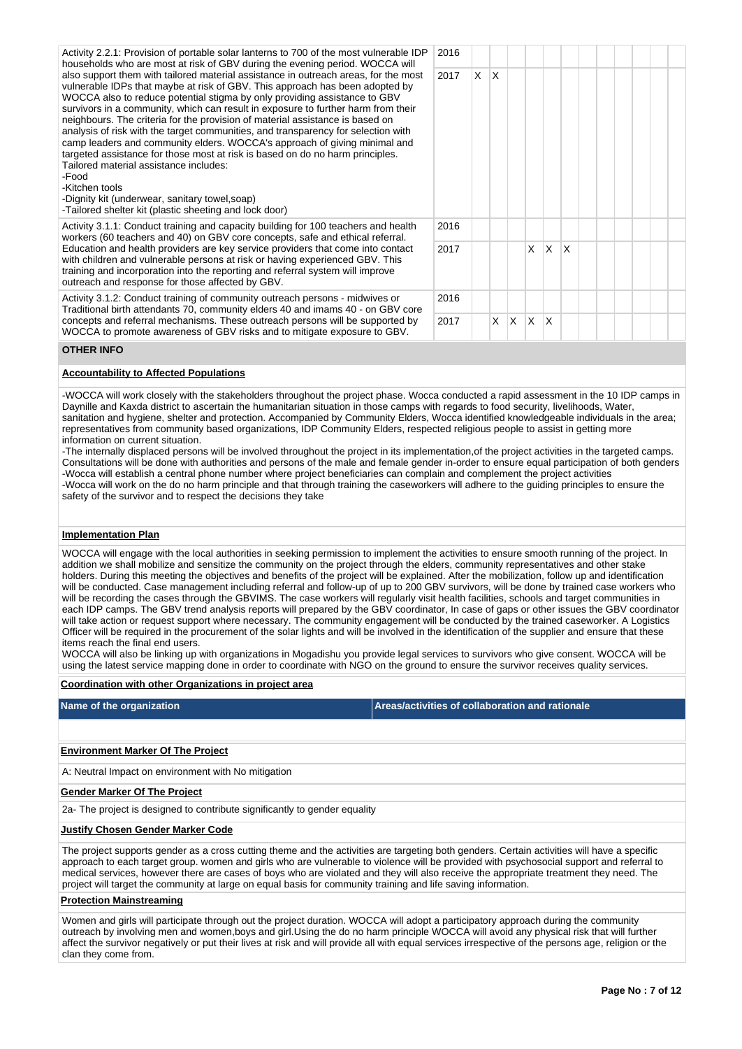| Activity | Year | 1 | 2 | 3 | 4 | 5 | 6 | 7 | 8 | 9 | 10 | 11 | 12 |
|---|---|---|---|---|---|---|---|---|---|---|---|---|---|
| Activity 2.2.1: Provision of portable solar lanterns to 700 of the most vulnerable IDP households who are most at risk of GBV during the evening period. WOCCA will also support them with tailored material assistance in outreach areas, for the most vulnerable IDPs that maybe at risk of GBV. This approach has been adopted by WOCCA also to reduce potential stigma by only providing assistance to GBV survivors in a community, which can result in exposure to further harm from their neighbours. The criteria for the provision of material assistance is based on analysis of risk with the target communities, and transparency for selection with camp leaders and community elders. WOCCA's approach of giving minimal and targeted assistance for those most at risk is based on do no harm principles. Tailored material assistance includes: -Food -Kitchen tools -Dignity kit (underwear, sanitary towel,soap) -Tailored shelter kit (plastic sheeting and lock door) | 2016 | | | | | | | | | | | | |
| | 2017 | X | X | | | | | | | | | | |
| Activity 3.1.1: Conduct training and capacity building for 100 teachers and health workers (60 teachers and 40) on GBV core concepts, safe and ethical referral. Education and health providers are key service providers that come into contact with children and vulnerable persons at risk or having experienced GBV. This training and incorporation into the reporting and referral system will improve outreach and response for those affected by GBV. | 2016 | | | | | | | | | | | | |
| | 2017 | | | | X | X | X | | | | | | |
| Activity 3.1.2: Conduct training of community outreach persons - midwives or Traditional birth attendants 70, community elders 40 and imams 40 - on GBV core concepts and referral mechanisms. These outreach persons will be supported by WOCCA to promote awareness of GBV risks and to mitigate exposure to GBV. | 2016 | | | | | | | | | | | | |
| | 2017 | | X | X | X | X | | | | | | | |

## OTHER INFO

**Accountability to Affected Populations**

-WOCCA will work closely with the stakeholders throughout the project phase. Wocca conducted a rapid assessment in the 10 IDP camps in Daynille and Kaxda district to ascertain the humanitarian situation in those camps with regards to food security, livelihoods, Water, sanitation and hygiene, shelter and protection. Accompanied by Community Elders, Wocca identified knowledgeable individuals in the area; representatives from community based organizations, IDP Community Elders, respected religious people to assist in getting more information on current situation.
-The internally displaced persons will be involved throughout the project in its implementation,of the project activities in the targeted camps. Consultations will be done with authorities and persons of the male and female gender in-order to ensure equal participation of both genders
-Wocca will establish a central phone number where project beneficiaries can complain and complement the project activities
-Wocca will work on the do no harm principle and that through training the caseworkers will adhere to the guiding principles to ensure the safety of the survivor and to respect the decisions they take

**Implementation Plan**

WOCCA will engage with the local authorities in seeking permission to implement the activities to ensure smooth running of the project. In addition we shall mobilize and sensitize the community on the project through the elders, community representatives and other stake holders. During this meeting the objectives and benefits of the project will be explained. After the mobilization, follow up and identification will be conducted. Case management including referral and follow-up of up to 200 GBV survivors, will be done by trained case workers who will be recording the cases through the GBVIMS. The case workers will regularly visit health facilities, schools and target communities in each IDP camps. The GBV trend analysis reports will prepared by the GBV coordinator, In case of gaps or other issues the GBV coordinator will take action or request support where necessary. The community engagement will be conducted by the trained caseworker. A Logistics Officer will be required in the procurement of the solar lights and will be involved in the identification of the supplier and ensure that these items reach the final end users.
WOCCA will also be linking up with organizations in Mogadishu you provide legal services to survivors who give consent. WOCCA will be using the latest service mapping done in order to coordinate with NGO on the ground to ensure the survivor receives quality services.

**Coordination with other Organizations in project area**

| Name of the organization | Areas/activities of collaboration and rationale |
|---|---|
| | |

**Environment Marker Of The Project**

A: Neutral Impact on environment with No mitigation

**Gender Marker Of The Project**

2a- The project is designed to contribute significantly to gender equality

**Justify Chosen Gender Marker Code**

The project supports gender as a cross cutting theme and the activities are targeting both genders. Certain activities will have a specific approach to each target group. women and girls who are vulnerable to violence will be provided with psychosocial support and referral to medical services, however there are cases of boys who are violated and they will also receive the appropriate treatment they need. The project will target the community at large on equal basis for community training and life saving information.

**Protection Mainstreaming**

Women and girls will participate through out the project duration. WOCCA will adopt a participatory approach during the community outreach by involving men and women,boys and girl.Using the do no harm principle WOCCA will avoid any physical risk that will further affect the survivor negatively or put their lives at risk and will provide all with equal services irrespective of the persons age, religion or the clan they come from.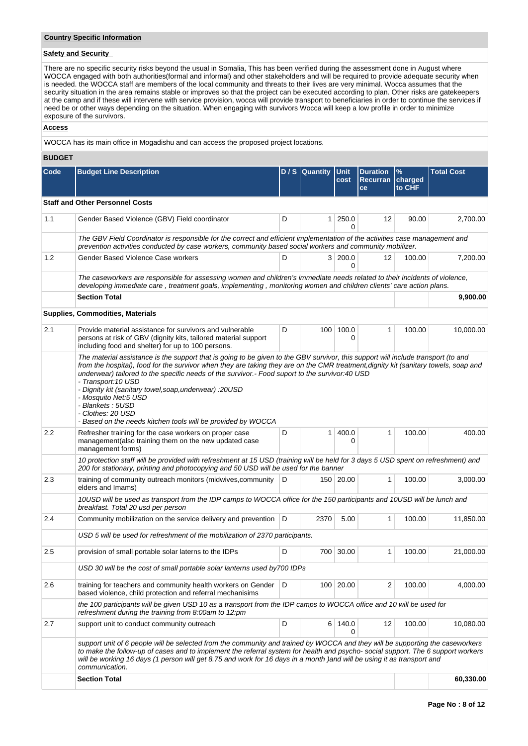## Country Specific Information

### Safety and Security

There are no specific security risks beyond the usual in Somalia, This has been verified during the assessment done in August where WOCCA engaged with both authorities(formal and informal) and other stakeholders and will be required to provide adequate security when is needed. the WOCCA staff are members of the local community and threats to their lives are very minimal. Wocca assumes that the security situation in the area remains stable or improves so that the project can be executed according to plan. Other risks are gatekeepers at the camp and if these will intervene with service provision, wocca will provide transport to beneficiaries in order to continue the services if need be or other ways depending on the situation. When engaging with survivors Wocca will keep a low profile in order to minimize exposure of the survivors.

### Access

WOCCA has its main office in Mogadishu and can access the proposed project locations.

## BUDGET

| Code | Budget Line Description | D / S | Quantity | Unit cost | Duration Recurrance | % charged to CHF | Total Cost |
|---|---|---|---|---|---|---|---|
| | **Staff and Other Personnel Costs** | | | | | | |
| 1.1 | Gender Based Violence (GBV) Field coordinator | D | 1 | 250.00 | 12 | 90.00 | 2,700.00 |
| | *The GBV Field Coordinator is responsible for the correct and efficient implementation of the activities case management and prevention activities conducted by case workers, community based social workers and community mobilizer.* | | | | | | |
| 1.2 | Gender Based Violence Case workers | D | 3 | 200.00 | 12 | 100.00 | 7,200.00 |
| | *The caseworkers are responsible for assessing women and children's immediate needs related to their incidents of violence, developing immediate care , treatment goals, implementing , monitoring women and children clients' care action plans.* | | | | | | |
| | **Section Total** | | | | | | **9,900.00** |
| | **Supplies, Commodities, Materials** | | | | | | |
| 2.1 | Provide material assistance for survivors and vulnerable persons at risk of GBV (dignity kits, tailored material support including food and shelter) for up to 100 persons. | D | 100 | 100.00 | 1 | 100.00 | 10,000.00 |
| | *The material assistance is the support that is going to be given to the GBV survivor, this support will include transport (to and from the hospital), food for the survivor when they are taking they are on the CMR treatment,dignity kit (sanitary towels, soap and underwear) tailored to the specific needs of the survivor.- Food suport to the survivor:40 USD - Transport:10 USD - Dignity kit (sanitary towel,soap,underwear) :20USD - Mosquito Net:5 USD - Blankets : 5USD - Clothes: 20 USD - Based on the needs kitchen tools will be provided by WOCCA* | | | | | | |
| 2.2 | Refresher training for the case workers on proper case management(also training them on the new updated case management forms) | D | 1 | 400.00 | 1 | 100.00 | 400.00 |
| | *10 protection staff will be provided with refreshment at 15 USD (training will be held for 3 days 5 USD spent on refreshment) and 200 for stationary, printing and photocopying and 50 USD will be used for the banner* | | | | | | |
| 2.3 | training of community outreach monitors (midwives,community elders and Imams) | D | 150 | 20.00 | 1 | 100.00 | 3,000.00 |
| | *10USD will be used as transport from the IDP camps to WOCCA office for the 150 participants and 10USD will be lunch and breakfast. Total 20 usd per person* | | | | | | |
| 2.4 | Community mobilization on the service delivery and prevention | D | 2370 | 5.00 | 1 | 100.00 | 11,850.00 |
| | *USD 5 will be used for refreshment of the mobilization of 2370 participants.* | | | | | | |
| 2.5 | provision of small portable solar laterns to the IDPs | D | 700 | 30.00 | 1 | 100.00 | 21,000.00 |
| | *USD 30 will be the cost of small portable solar lanterns used by700 IDPs* | | | | | | |
| 2.6 | training for teachers and community health workers on Gender based violence, child protection and referral mechanisims | D | 100 | 20.00 | 2 | 100.00 | 4,000.00 |
| | *the 100 participants will be given USD 10 as a transport from the IDP camps to WOCCA office and 10 will be used for refreshment during the training from 8:00am to 12:pm* | | | | | | |
| 2.7 | support unit to conduct community outreach | D | 6 | 140.00 | 12 | 100.00 | 10,080.00 |
| | *support unit of 6 people will be selected from the community and trained by WOCCA and they will be supporting the caseworkers to make the follow-up of cases and to implement the referral system for health and psycho- social support. The 6 support workers will be working 16 days (1 person will get 8.75 and work for 16 days in a month )and will be using it as transport and communication.* | | | | | | |
| | **Section Total** | | | | | | **60,330.00** |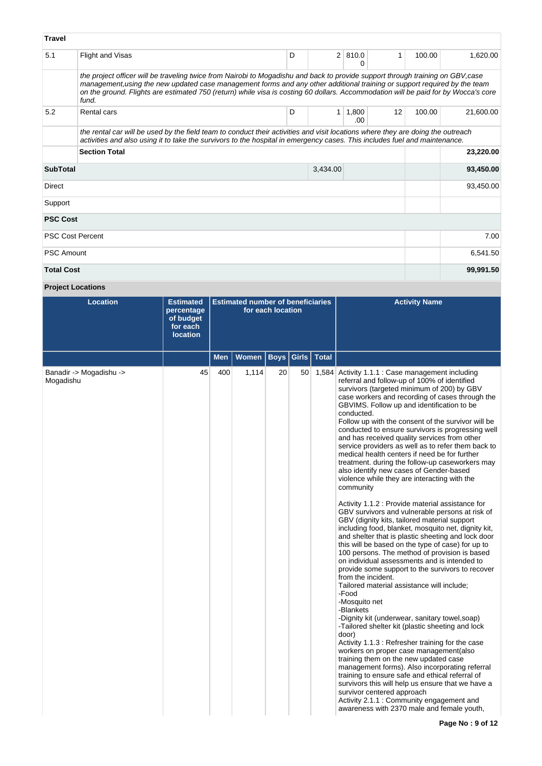**Travel**

| | | | | | | | |
|---|---|---|---|---|---|---|---|
| 5.1 | Flight and Visas | D | 2 | 810.00 | 1 | 100.00 | 1,620.00 |
| | *the project officer will be traveling twice from Nairobi to Mogadishu and back to provide support through training on GBV,case management,using the new updated case management forms and any other additional training or support required by the team on the ground. Flights are estimated 750 (return) while visa is costing 60 dollars. Accommodation will be paid for by Wocca's core fund.* | | | | | | |
| 5.2 | Rental cars | D | 1 | 1,800.00 | 12 | 100.00 | 21,600.00 |
| | *the rental car will be used by the field team to conduct their activities and visit locations where they are doing the outreach activities and also using it to take the survivors to the hospital in emergency cases. This includes fuel and maintenance.* | | | | | | |
| | **Section Total** | | | | | | **23,220.00** |
| **SubTotal** | | | 3,434.00 | | | | **93,450.00** |
| Direct | | | | | | | 93,450.00 |
| Support | | | | | | | |
| **PSC Cost** | | | | | | | |
| PSC Cost Percent | | | | | | | 7.00 |
| PSC Amount | | | | | | | 6,541.50 |
| **Total Cost** | | | | | | | **99,991.50** |

**Project Locations**

| Location | Estimated percentage of budget for each location | Estimated number of beneficiaries for each location | | | | | Activity Name |
|---|---|---|---|---|---|---|---|
| | | Men | Women | Boys | Girls | Total | |
| Banadir -> Mogadishu -> Mogadishu | 45 | 400 | 1,114 | 20 | 50 | 1,584 | Activity 1.1.1 : Case management including referral and follow-up of 100% of identified survivors (targeted minimum of 200) by GBV case workers and recording of cases through the GBVIMS. Follow up and identification to be conducted.<br>Follow up with the consent of the survivor will be conducted to ensure survivors is progressing well and has received quality services from other service providers as well as to refer them back to medical health centers if need be for further treatment. during the follow-up caseworkers may also identify new cases of Gender-based violence while they are interacting with the community<br><br>Activity 1.1.2 : Provide material assistance for GBV survivors and vulnerable persons at risk of GBV (dignity kits, tailored material support including food, blanket, mosquito net, dignity kit, and shelter that is plastic sheeting and lock door this will be based on the type of case) for up to 100 persons. The method of provision is based on individual assessments and is intended to provide some support to the survivors to recover from the incident.<br>Tailored material assistance will include;<br>-Food<br>-Mosquito net<br>-Blankets<br>-Dignity kit (underwear, sanitary towel,soap)<br>-Tailored shelter kit (plastic sheeting and lock door)<br>Activity 1.1.3 : Refresher training for the case workers on proper case management(also training them on the new updated case management forms). Also incorporating referral training to ensure safe and ethical referral of survivors this will help us ensure that we have a survivor centered approach<br>Activity 2.1.1 : Community engagement and awareness with 2370 male and female youth, |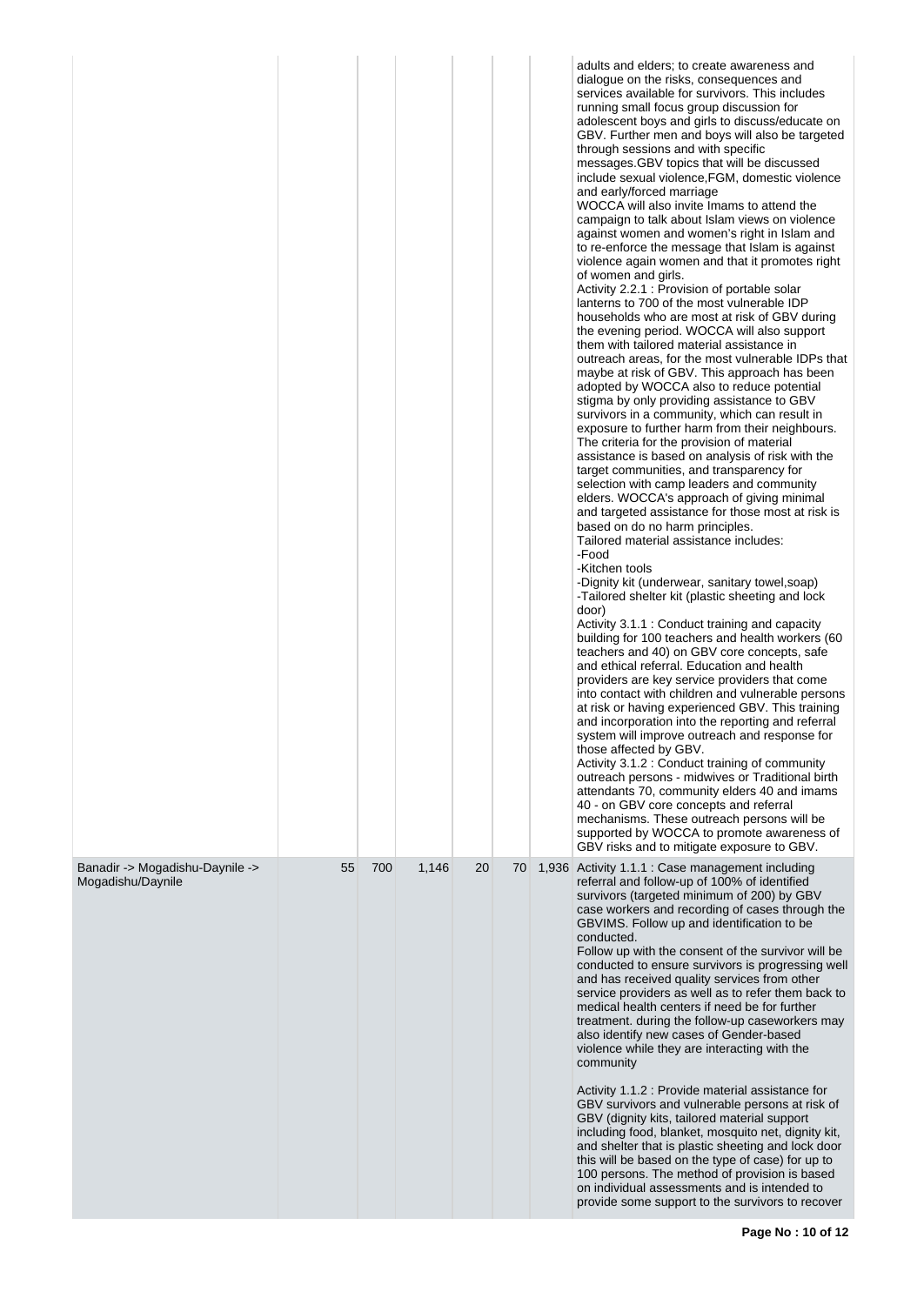| | | | | | | | |
|---|---|---|---|---|---|---|---|
| | | | | | | | adults and elders; to create awareness and dialogue on the risks, consequences and services available for survivors. This includes running small focus group discussion for adolescent boys and girls to discuss/educate on GBV. Further men and boys will also be targeted through sessions and with specific messages.GBV topics that will be discussed include sexual violence,FGM, domestic violence and early/forced marriage<br>WOCCA will also invite Imams to attend the campaign to talk about Islam views on violence against women and women's right in Islam and to re-enforce the message that Islam is against violence again women and that it promotes right of women and girls.<br>Activity 2.2.1 : Provision of portable solar lanterns to 700 of the most vulnerable IDP households who are most at risk of GBV during the evening period. WOCCA will also support them with tailored material assistance in outreach areas, for the most vulnerable IDPs that maybe at risk of GBV. This approach has been adopted by WOCCA also to reduce potential stigma by only providing assistance to GBV survivors in a community, which can result in exposure to further harm from their neighbours. The criteria for the provision of material assistance is based on analysis of risk with the target communities, and transparency for selection with camp leaders and community elders. WOCCA's approach of giving minimal and targeted assistance for those most at risk is based on do no harm principles.<br>Tailored material assistance includes:<br>-Food<br>-Kitchen tools<br>-Dignity kit (underwear, sanitary towel,soap)<br>-Tailored shelter kit (plastic sheeting and lock door)<br>Activity 3.1.1 : Conduct training and capacity building for 100 teachers and health workers (60 teachers and 40) on GBV core concepts, safe and ethical referral. Education and health providers are key service providers that come into contact with children and vulnerable persons at risk or having experienced GBV. This training and incorporation into the reporting and referral system will improve outreach and response for those affected by GBV.<br>Activity 3.1.2 : Conduct training of community outreach persons - midwives or Traditional birth attendants 70, community elders 40 and imams 40 - on GBV core concepts and referral mechanisms. These outreach persons will be supported by WOCCA to promote awareness of GBV risks and to mitigate exposure to GBV. |
| Banadir -> Mogadishu-Daynile -> Mogadishu/Daynile | 55 | 700 | 1,146 | 20 | 70 | 1,936 | Activity 1.1.1 : Case management including referral and follow-up of 100% of identified survivors (targeted minimum of 200) by GBV case workers and recording of cases through the GBVIMS. Follow up and identification to be conducted.<br>Follow up with the consent of the survivor will be conducted to ensure survivors is progressing well and has received quality services from other service providers as well as to refer them back to medical health centers if need be for further treatment. during the follow-up caseworkers may also identify new cases of Gender-based violence while they are interacting with the community<br><br>Activity 1.1.2 : Provide material assistance for GBV survivors and vulnerable persons at risk of GBV (dignity kits, tailored material support including food, blanket, mosquito net, dignity kit, and shelter that is plastic sheeting and lock door this will be based on the type of case) for up to 100 persons. The method of provision is based on individual assessments and is intended to provide some support to the survivors to recover |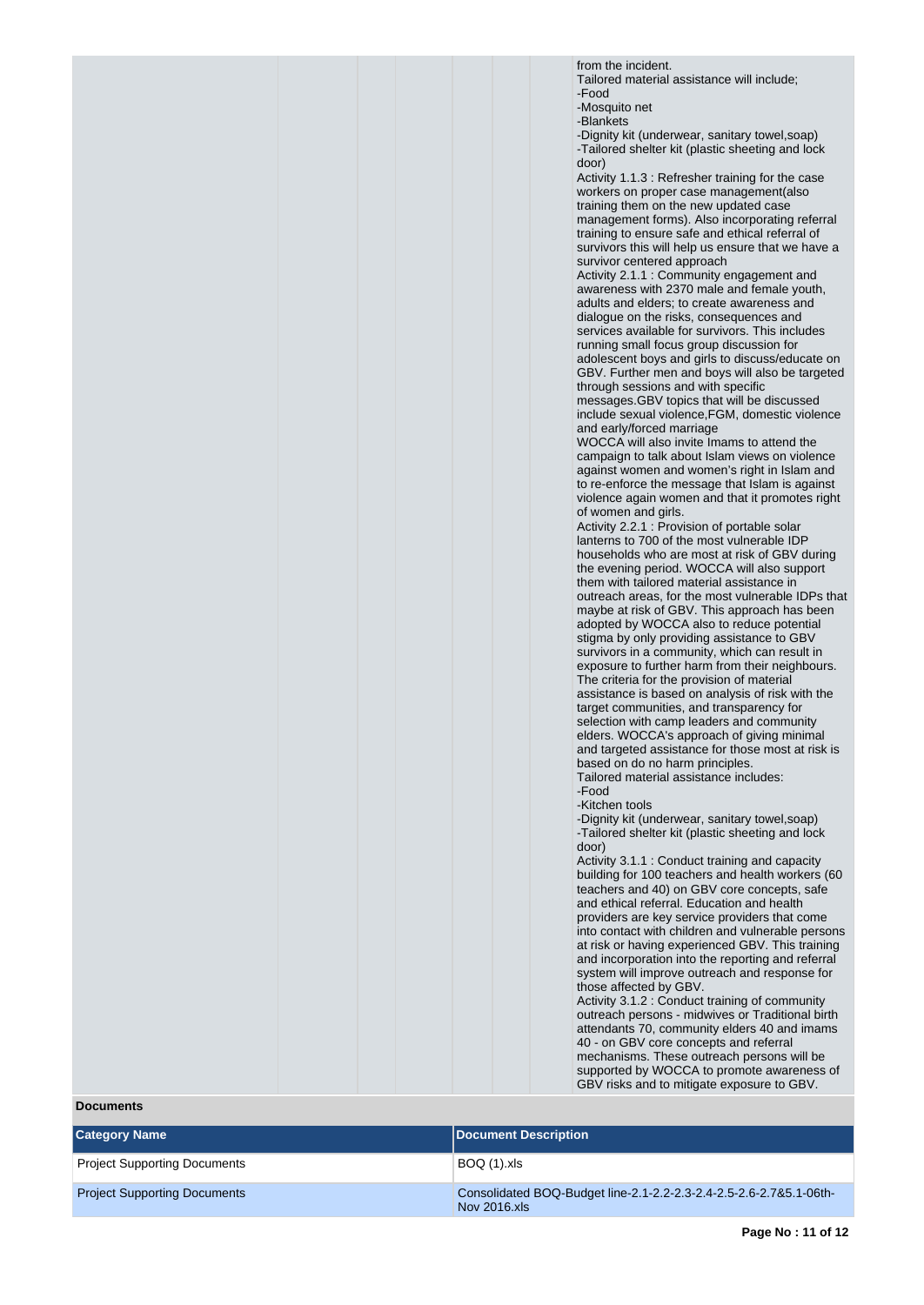from the incident.
Tailored material assistance will include;
-Food
-Mosquito net
-Blankets
-Dignity kit (underwear, sanitary towel,soap)
-Tailored shelter kit (plastic sheeting and lock door)
Activity 1.1.3 : Refresher training for the case workers on proper case management(also training them on the new updated case management forms). Also incorporating referral training to ensure safe and ethical referral of survivors this will help us ensure that we have a survivor centered approach
Activity 2.1.1 : Community engagement and awareness with 2370 male and female youth, adults and elders; to create awareness and dialogue on the risks, consequences and services available for survivors. This includes running small focus group discussion for adolescent boys and girls to discuss/educate on GBV. Further men and boys will also be targeted through sessions and with specific messages.GBV topics that will be discussed include sexual violence,FGM, domestic violence and early/forced marriage
WOCCA will also invite Imams to attend the campaign to talk about Islam views on violence against women and women's right in Islam and to re-enforce the message that Islam is against violence again women and that it promotes right of women and girls.
Activity 2.2.1 : Provision of portable solar lanterns to 700 of the most vulnerable IDP households who are most at risk of GBV during the evening period. WOCCA will also support them with tailored material assistance in outreach areas, for the most vulnerable IDPs that maybe at risk of GBV. This approach has been adopted by WOCCA also to reduce potential stigma by only providing assistance to GBV survivors in a community, which can result in exposure to further harm from their neighbours. The criteria for the provision of material assistance is based on analysis of risk with the target communities, and transparency for selection with camp leaders and community elders. WOCCA's approach of giving minimal and targeted assistance for those most at risk is based on do no harm principles.
Tailored material assistance includes:
-Food
-Kitchen tools
-Dignity kit (underwear, sanitary towel,soap)
-Tailored shelter kit (plastic sheeting and lock door)
Activity 3.1.1 : Conduct training and capacity building for 100 teachers and health workers (60 teachers and 40) on GBV core concepts, safe and ethical referral. Education and health providers are key service providers that come into contact with children and vulnerable persons at risk or having experienced GBV. This training and incorporation into the reporting and referral system will improve outreach and response for those affected by GBV.
Activity 3.1.2 : Conduct training of community outreach persons - midwives or Traditional birth attendants 70, community elders 40 and imams 40 - on GBV core concepts and referral mechanisms. These outreach persons will be supported by WOCCA to promote awareness of GBV risks and to mitigate exposure to GBV.

**Documents**

| Category Name | Document Description |
|---|---|
| Project Supporting Documents | BOQ (1).xls |
| Project Supporting Documents | Consolidated BOQ-Budget line-2.1-2.2-2.3-2.4-2.5-2.6-2.7&5.1-06th-Nov 2016.xls |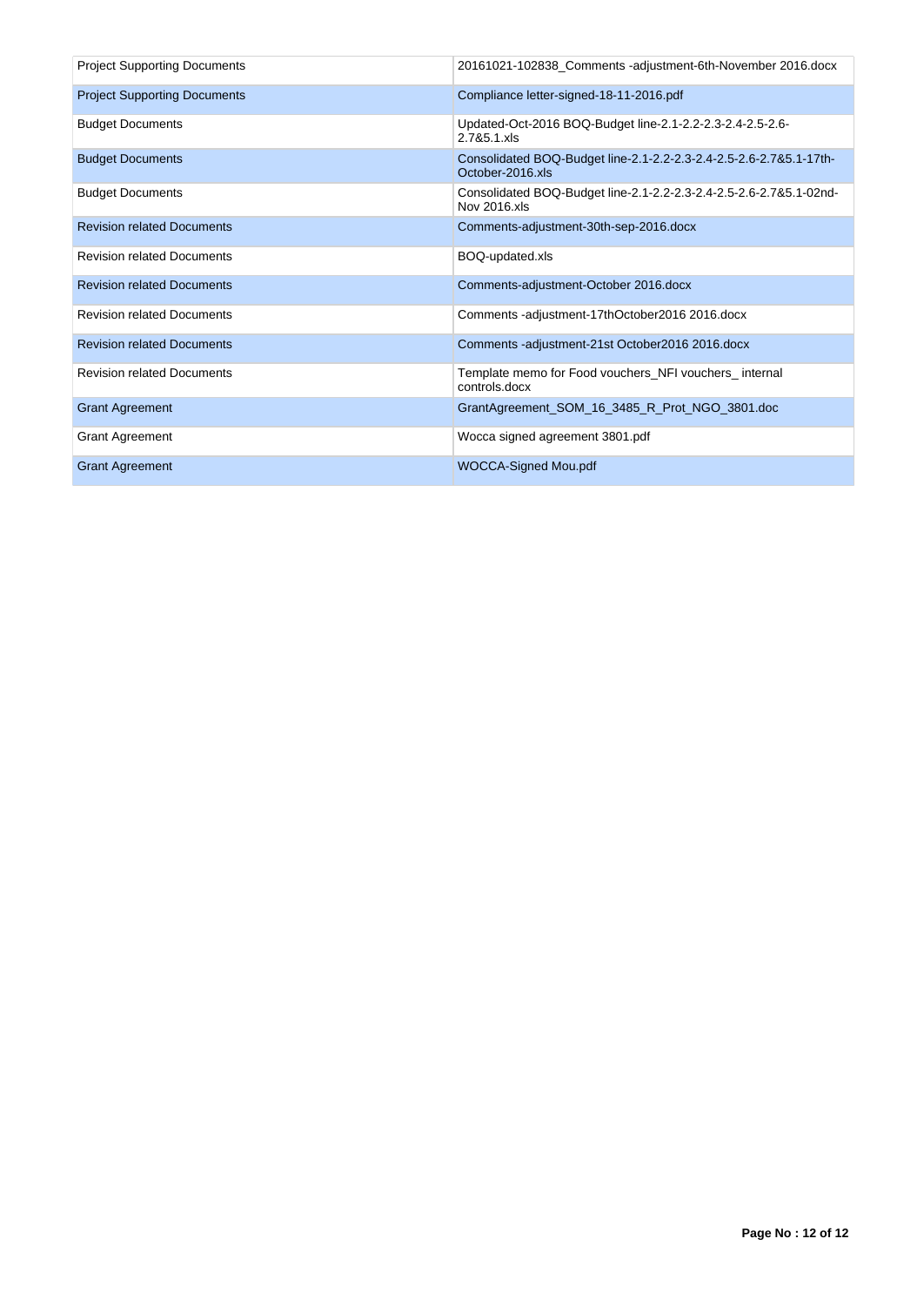| | |
|---|---|
| Project Supporting Documents | 20161021-102838_Comments -adjustment-6th-November 2016.docx |
| Project Supporting Documents | Compliance letter-signed-18-11-2016.pdf |
| Budget Documents | Updated-Oct-2016 BOQ-Budget line-2.1-2.2-2.3-2.4-2.5-2.6-2.7&5.1.xls |
| Budget Documents | Consolidated BOQ-Budget line-2.1-2.2-2.3-2.4-2.5-2.6-2.7&5.1-17th-October-2016.xls |
| Budget Documents | Consolidated BOQ-Budget line-2.1-2.2-2.3-2.4-2.5-2.6-2.7&5.1-02nd-Nov 2016.xls |
| Revision related Documents | Comments-adjustment-30th-sep-2016.docx |
| Revision related Documents | BOQ-updated.xls |
| Revision related Documents | Comments-adjustment-October 2016.docx |
| Revision related Documents | Comments -adjustment-17thOctober2016 2016.docx |
| Revision related Documents | Comments -adjustment-21st October2016 2016.docx |
| Revision related Documents | Template memo for Food vouchers_NFI vouchers_ internal controls.docx |
| Grant Agreement | GrantAgreement_SOM_16_3485_R_Prot_NGO_3801.doc |
| Grant Agreement | Wocca signed agreement 3801.pdf |
| Grant Agreement | WOCCA-Signed Mou.pdf |